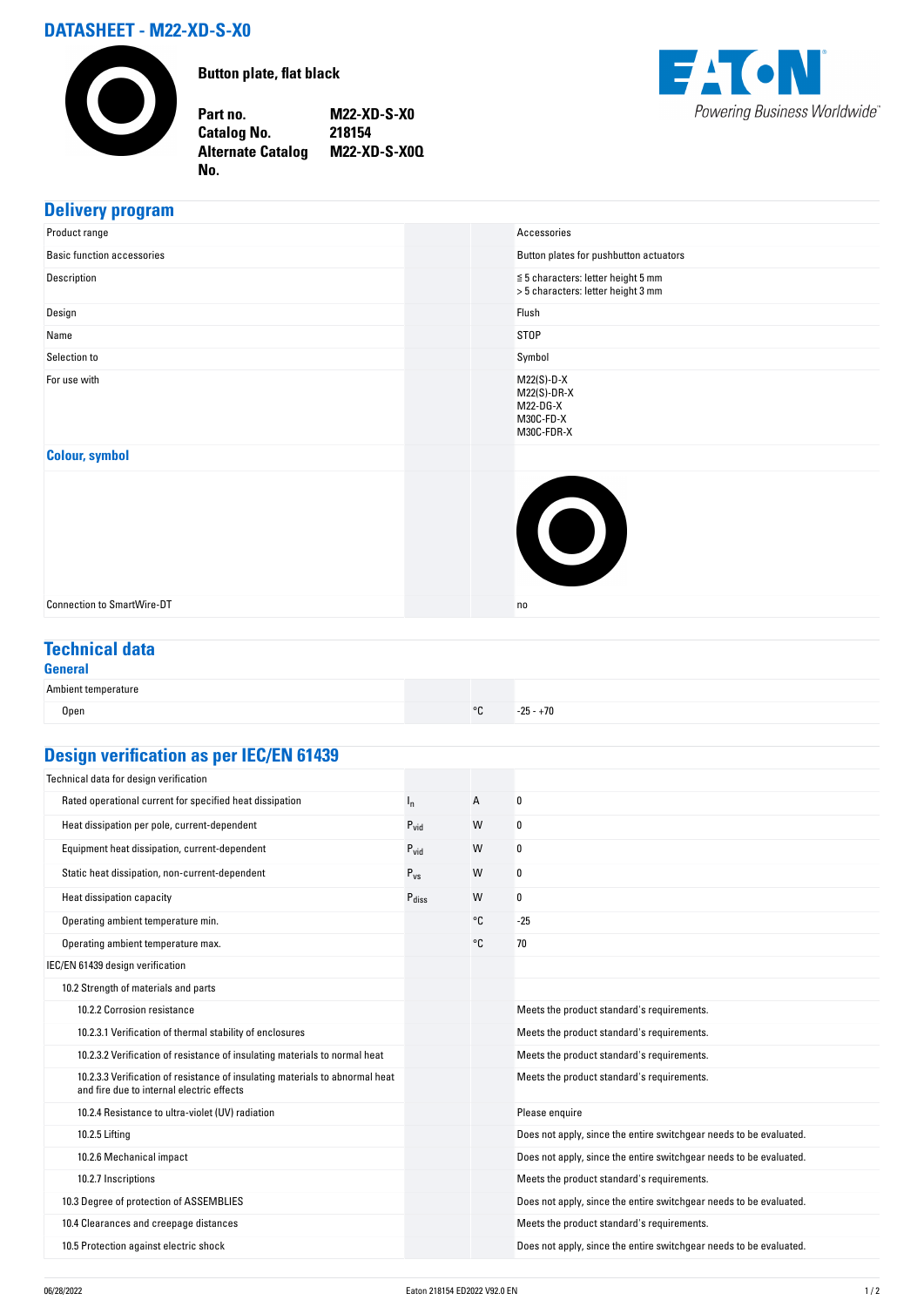# DATASHEET - M22-XD-S-X0

**Button plate, flat black**

| | |
|---|---|
| **Part no.** | **M22-XD-S-X0** |
| **Catalog No.** | **218154** |
| **Alternate Catalog No.** | **M22-XD-S-X0Q** |

## Delivery program

| | | | |
|---|---|---|---|
| Product range | | | Accessories |
| Basic function accessories | | | Button plates for pushbutton actuators |
| Description | | | ≦ 5 characters: letter height 5 mm<br>> 5 characters: letter height 3 mm |
| Design | | | Flush |
| Name | | | STOP |
| Selection to | | | Symbol |
| For use with | | | M22(S)-D-X<br>M22(S)-DR-X<br>M22-DG-X<br>M30C-FD-X<br>M30C-FDR-X |
| **Colour, symbol** | | | |
| Connection to SmartWire-DT | | | no |

## Technical data

### General

| | | | |
|---|---|---|---|
| Ambient temperature | | | |
| Open | | °C | -25 - +70 |

## Design verification as per IEC/EN 61439

| | | | |
|---|---|---|---|
| Technical data for design verification | | | |
| Rated operational current for specified heat dissipation | $I_n$ | A | 0 |
| Heat dissipation per pole, current-dependent | $P_{vid}$ | W | 0 |
| Equipment heat dissipation, current-dependent | $P_{vid}$ | W | 0 |
| Static heat dissipation, non-current-dependent | $P_{vs}$ | W | 0 |
| Heat dissipation capacity | $P_{diss}$ | W | 0 |
| Operating ambient temperature min. | | °C | -25 |
| Operating ambient temperature max. | | °C | 70 |
| IEC/EN 61439 design verification | | | |
| 10.2 Strength of materials and parts | | | |
| 10.2.2 Corrosion resistance | | | Meets the product standard's requirements. |
| 10.2.3.1 Verification of thermal stability of enclosures | | | Meets the product standard's requirements. |
| 10.2.3.2 Verification of resistance of insulating materials to normal heat | | | Meets the product standard's requirements. |
| 10.2.3.3 Verification of resistance of insulating materials to abnormal heat and fire due to internal electric effects | | | Meets the product standard's requirements. |
| 10.2.4 Resistance to ultra-violet (UV) radiation | | | Please enquire |
| 10.2.5 Lifting | | | Does not apply, since the entire switchgear needs to be evaluated. |
| 10.2.6 Mechanical impact | | | Does not apply, since the entire switchgear needs to be evaluated. |
| 10.2.7 Inscriptions | | | Meets the product standard's requirements. |
| 10.3 Degree of protection of ASSEMBLIES | | | Does not apply, since the entire switchgear needs to be evaluated. |
| 10.4 Clearances and creepage distances | | | Meets the product standard's requirements. |
| 10.5 Protection against electric shock | | | Does not apply, since the entire switchgear needs to be evaluated. |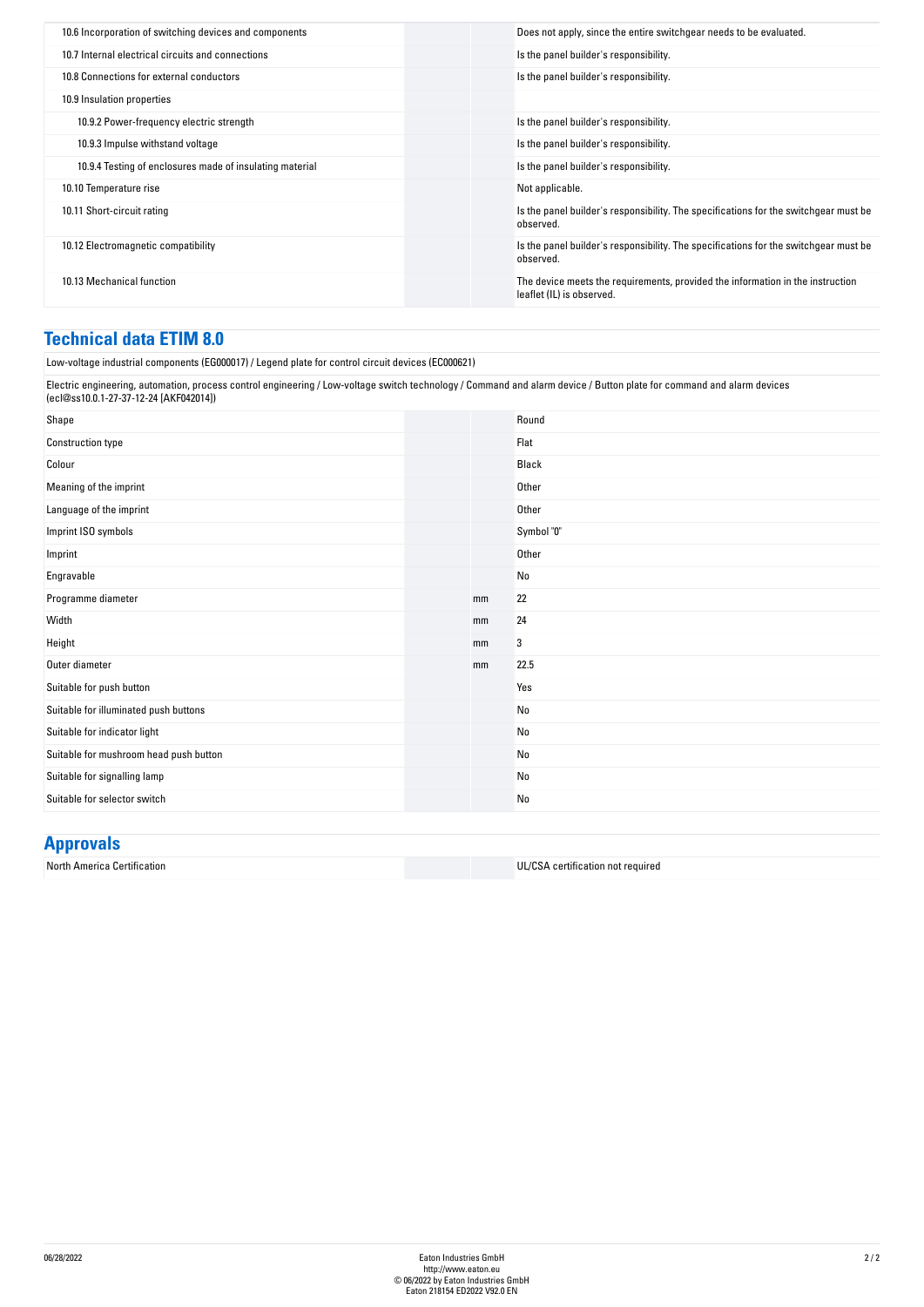| | | | |
|---|---|---|---|
| 10.6 Incorporation of switching devices and components | | | Does not apply, since the entire switchgear needs to be evaluated. |
| 10.7 Internal electrical circuits and connections | | | Is the panel builder's responsibility. |
| 10.8 Connections for external conductors | | | Is the panel builder's responsibility. |
| 10.9 Insulation properties | | | |
| 10.9.2 Power-frequency electric strength | | | Is the panel builder's responsibility. |
| 10.9.3 Impulse withstand voltage | | | Is the panel builder's responsibility. |
| 10.9.4 Testing of enclosures made of insulating material | | | Is the panel builder's responsibility. |
| 10.10 Temperature rise | | | Not applicable. |
| 10.11 Short-circuit rating | | | Is the panel builder's responsibility. The specifications for the switchgear must be observed. |
| 10.12 Electromagnetic compatibility | | | Is the panel builder's responsibility. The specifications for the switchgear must be observed. |
| 10.13 Mechanical function | | | The device meets the requirements, provided the information in the instruction leaflet (IL) is observed. |

## Technical data ETIM 8.0

Low-voltage industrial components (EG000017) / Legend plate for control circuit devices (EC000621)

Electric engineering, automation, process control engineering / Low-voltage switch technology / Command and alarm device / Button plate for command and alarm devices (ecl@ss10.0.1-27-37-12-24 [AKF042014])

| | | | |
|---|---|---|---|
| Shape | | | Round |
| Construction type | | | Flat |
| Colour | | | Black |
| Meaning of the imprint | | | Other |
| Language of the imprint | | | Other |
| Imprint ISO symbols | | | Symbol "0" |
| Imprint | | | Other |
| Engravable | | | No |
| Programme diameter | | mm | 22 |
| Width | | mm | 24 |
| Height | | mm | 3 |
| Outer diameter | | mm | 22.5 |
| Suitable for push button | | | Yes |
| Suitable for illuminated push buttons | | | No |
| Suitable for indicator light | | | No |
| Suitable for mushroom head push button | | | No |
| Suitable for signalling lamp | | | No |
| Suitable for selector switch | | | No |

## Approvals

| | | | |
|---|---|---|---|
| North America Certification | | | UL/CSA certification not required |